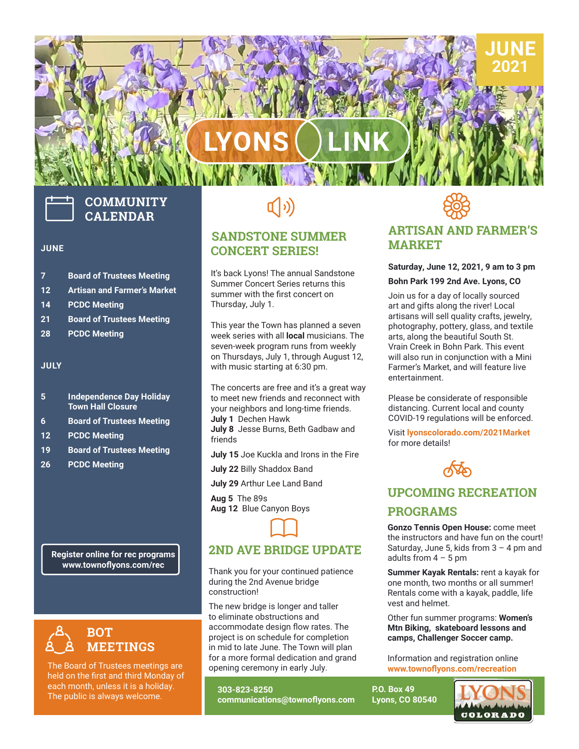# LYONS LINK

**JUNE 2021**

## COMMUNITY CALENDAR

**JUNE**

| | |
|---|---|
| 7 | Board of Trustees Meeting |
| 12 | Artisan and Farmer's Market |
| 14 | PCDC Meeting |
| 21 | Board of Trustees Meeting |
| 28 | PCDC Meeting |

**JULY**

| | |
|---|---|
| 5 | Independence Day Holiday Town Hall Closure |
| 6 | Board of Trustees Meeting |
| 12 | PCDC Meeting |
| 19 | Board of Trustees Meeting |
| 26 | PCDC Meeting |

**Register online for rec programs**
**www.townoflyons.com/rec**

## BOT MEETINGS

The Board of Trustees meetings are held on the first and third Monday of each month, unless it is a holiday. The public is always welcome.

## SANDSTONE SUMMER CONCERT SERIES!

It's back Lyons! The annual Sandstone Summer Concert Series returns this summer with the first concert on Thursday, July 1.

This year the Town has planned a seven week series with all **local** musicians. The seven-week program runs from weekly on Thursdays, July 1, through August 12, with music starting at 6:30 pm.

The concerts are free and it's a great way to meet new friends and reconnect with your neighbors and long-time friends.

**July 1** Dechen Hawk
**July 8** Jesse Burns, Beth Gadbaw and friends

**July 15** Joe Kuckla and Irons in the Fire

**July 22** Billy Shaddox Band

**July 29** Arthur Lee Land Band

**Aug 5** The 89s
**Aug 12** Blue Canyon Boys

## 2ND AVE BRIDGE UPDATE

Thank you for your continued patience during the 2nd Avenue bridge construction!

The new bridge is longer and taller to eliminate obstructions and accommodate design flow rates. The project is on schedule for completion in mid to late June. The Town will plan for a more formal dedication and grand opening ceremony in early July.

## ARTISAN AND FARMER'S MARKET

**Saturday, June 12, 2021, 9 am to 3 pm**

**Bohn Park 199 2nd Ave. Lyons, CO**

Join us for a day of locally sourced art and gifts along the river! Local artisans will sell quality crafts, jewelry, photography, pottery, glass, and textile arts, along the beautiful South St. Vrain Creek in Bohn Park. This event will also run in conjunction with a Mini Farmer's Market, and will feature live entertainment.

Please be considerate of responsible distancing. Current local and county COVID-19 regulations will be enforced.

Visit **lyonscolorado.com/2021Market** for more details!

## UPCOMING RECREATION PROGRAMS

**Gonzo Tennis Open House:** come meet the instructors and have fun on the court! Saturday, June 5, kids from 3 – 4 pm and adults from 4 – 5 pm

**Summer Kayak Rentals:** rent a kayak for one month, two months or all summer! Rentals come with a kayak, paddle, life vest and helmet.

Other fun summer programs: **Women's Mtn Biking, skateboard lessons and camps, Challenger Soccer camp.**

Information and registration online **www.townoflyons.com/recreation**

**303-823-8250**
**communications@townoflyons.com**

**P.O. Box 49**
**Lyons, CO 80540**

LYONS COLORADO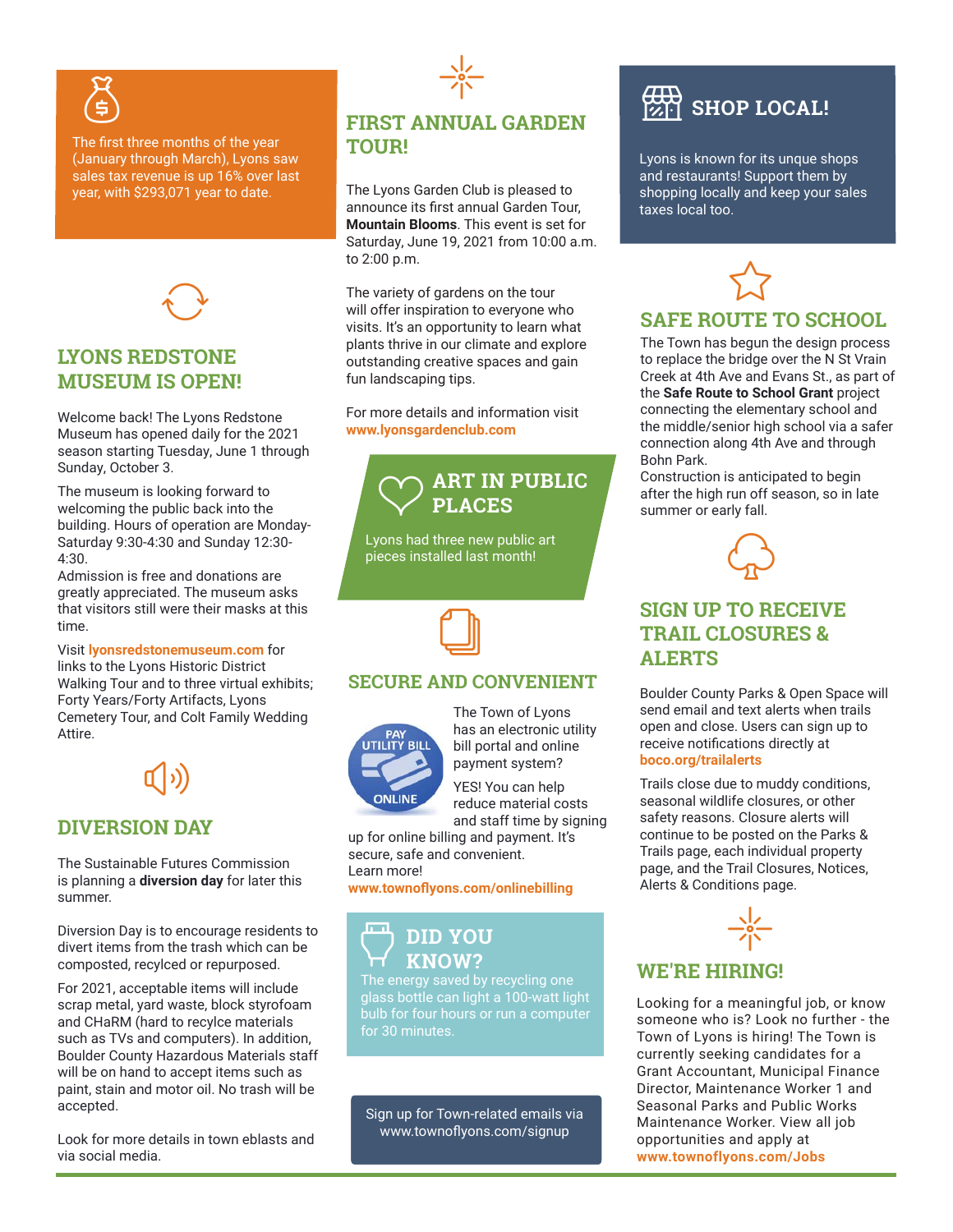The first three months of the year (January through March), Lyons saw sales tax revenue is up 16% over last year, with $293,071 year to date.

## LYONS REDSTONE MUSEUM IS OPEN!

Welcome back! The Lyons Redstone Museum has opened daily for the 2021 season starting Tuesday, June 1 through Sunday, October 3.

The museum is looking forward to welcoming the public back into the building. Hours of operation are Monday-Saturday 9:30-4:30 and Sunday 12:30-4:30.
Admission is free and donations are greatly appreciated. The museum asks that visitors still were their masks at this time.

Visit **lyonsredstonemuseum.com** for links to the Lyons Historic District Walking Tour and to three virtual exhibits; Forty Years/Forty Artifacts, Lyons Cemetery Tour, and Colt Family Wedding Attire.

## DIVERSION DAY

The Sustainable Futures Commission is planning a **diversion day** for later this summer.

Diversion Day is to encourage residents to divert items from the trash which can be composted, recylced or repurposed.

For 2021, acceptable items will include scrap metal, yard waste, block styrofoam and CHaRM (hard to recylce materials such as TVs and computers). In addition, Boulder County Hazardous Materials staff will be on hand to accept items such as paint, stain and motor oil. No trash will be accepted.

Look for more details in town eblasts and via social media.

## FIRST ANNUAL GARDEN TOUR!

The Lyons Garden Club is pleased to announce its first annual Garden Tour, **Mountain Blooms**. This event is set for Saturday, June 19, 2021 from 10:00 a.m. to 2:00 p.m.

The variety of gardens on the tour will offer inspiration to everyone who visits. It's an opportunity to learn what plants thrive in our climate and explore outstanding creative spaces and gain fun landscaping tips.

For more details and information visit **www.lyonsgardenclub.com**

## ART IN PUBLIC PLACES

Lyons had three new public art pieces installed last month!

## SECURE AND CONVENIENT

PAY UTILITY BILL ONLINE

The Town of Lyons has an electronic utility bill portal and online payment system?

YES! You can help reduce material costs and staff time by signing up for online billing and payment. It's secure, safe and convenient.
Learn more!
**www.townoflyons.com/onlinebilling**

## DID YOU KNOW?

The energy saved by recycling one glass bottle can light a 100-watt light bulb for four hours or run a computer for 30 minutes.

Sign up for Town-related emails via www.townoflyons.com/signup

## SHOP LOCAL!

Lyons is known for its unque shops and restaurants! Support them by shopping locally and keep your sales taxes local too.

## SAFE ROUTE TO SCHOOL

The Town has begun the design process to replace the bridge over the N St Vrain Creek at 4th Ave and Evans St., as part of the **Safe Route to School Grant** project connecting the elementary school and the middle/senior high school via a safer connection along 4th Ave and through Bohn Park.
Construction is anticipated to begin after the high run off season, so in late summer or early fall.

## SIGN UP TO RECEIVE TRAIL CLOSURES & ALERTS

Boulder County Parks & Open Space will send email and text alerts when trails open and close. Users can sign up to receive notifications directly at **boco.org/trailalerts**

Trails close due to muddy conditions, seasonal wildlife closures, or other safety reasons. Closure alerts will continue to be posted on the Parks & Trails page, each individual property page, and the Trail Closures, Notices, Alerts & Conditions page.

## WE'RE HIRING!

Looking for a meaningful job, or know someone who is? Look no further - the Town of Lyons is hiring! The Town is currently seeking candidates for a Grant Accountant, Municipal Finance Director, Maintenance Worker 1 and Seasonal Parks and Public Works Maintenance Worker. View all job opportunities and apply at **www.townoflyons.com/Jobs**